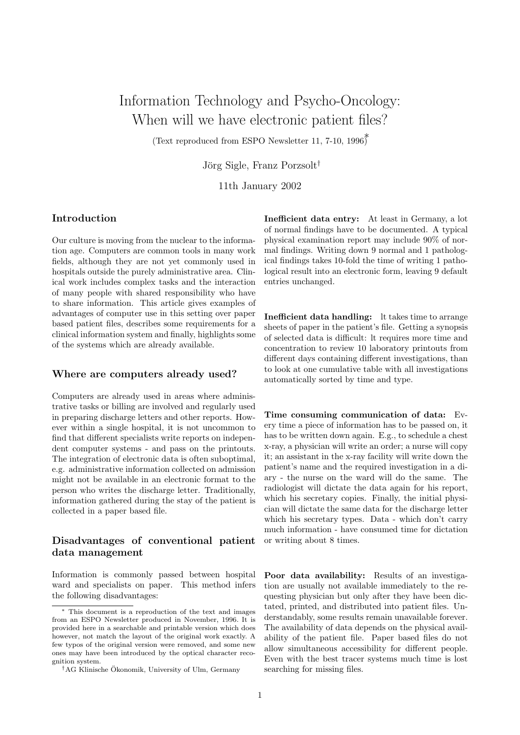# Information Technology and Psycho-Oncology: When will we have electronic patient files?

(Text reproduced from ESPO Newsletter 11, 7-10, 1996)*

Jörg Sigle, Franz Porzsolt†

11th January 2002

## Introduction

Our culture is moving from the nuclear to the information age. Computers are common tools in many work fields, although they are not yet commonly used in hospitals outside the purely administrative area. Clinical work includes complex tasks and the interaction of many people with shared responsibility who have to share information. This article gives examples of advantages of computer use in this setting over paper based patient files, describes some requirements for a clinical information system and finally, highlights some of the systems which are already available.

## Where are computers already used?

Computers are already used in areas where administrative tasks or billing are involved and regularly used in preparing discharge letters and other reports. However within a single hospital, it is not uncommon to find that different specialists write reports on independent computer systems - and pass on the printouts. The integration of electronic data is often suboptimal, e.g. administrative information collected on admission might not be available in an electronic format to the person who writes the discharge letter. Traditionally, information gathered during the stay of the patient is collected in a paper based file.

## Disadvantages of conventional patient data management

Information is commonly passed between hospital ward and specialists on paper. This method infers the following disadvantages:

**Inefficient data entry:** At least in Germany, a lot of normal findings have to be documented. A typical physical examination report may include 90% of normal findings. Writing down 9 normal and 1 pathological findings takes 10-fold the time of writing 1 pathological result into an electronic form, leaving 9 default entries unchanged.

**Inefficient data handling:** lt takes time to arrange sheets of paper in the patient's file. Getting a synopsis of selected data is difficult: lt requires more time and concentration to review 10 laboratory printouts from different days containing different investigations, than to look at one cumulative table with all investigations automatically sorted by time and type.

**Time consuming communication of data:** Every time a piece of information has to be passed on, it has to be written down again. E.g., to schedule a chest x-ray, a physician will write an order; a nurse will copy it; an assistant in the x-ray facility will write down the patient's name and the required investigation in a diary - the nurse on the ward will do the same. The radiologist will dictate the data again for his report, which his secretary copies. Finally, the initial physician will dictate the same data for the discharge letter which his secretary types. Data - which don't carry much information - have consumed time for dictation or writing about 8 times.

**Poor data availability:** Results of an investigation are usually not available immediately to the requesting physician but only after they have been dictated, printed, and distributed into patient files. Understandably, some results remain unavailable forever. The availability of data depends on the physical availability of the patient file. Paper based files do not allow simultaneous accessibility for different people. Even with the best tracer systems much time is lost searching for missing files.

---

\* This document is a reproduction of the text and images from an ESPO Newsletter produced in November, 1996. It is provided here in a searchable and printable version which does however, not match the layout of the original work exactly. A few typos of the original version were removed, and some new ones may have been introduced by the optical character recognition system.

† AG Klinische Ökonomik, University of Ulm, Germany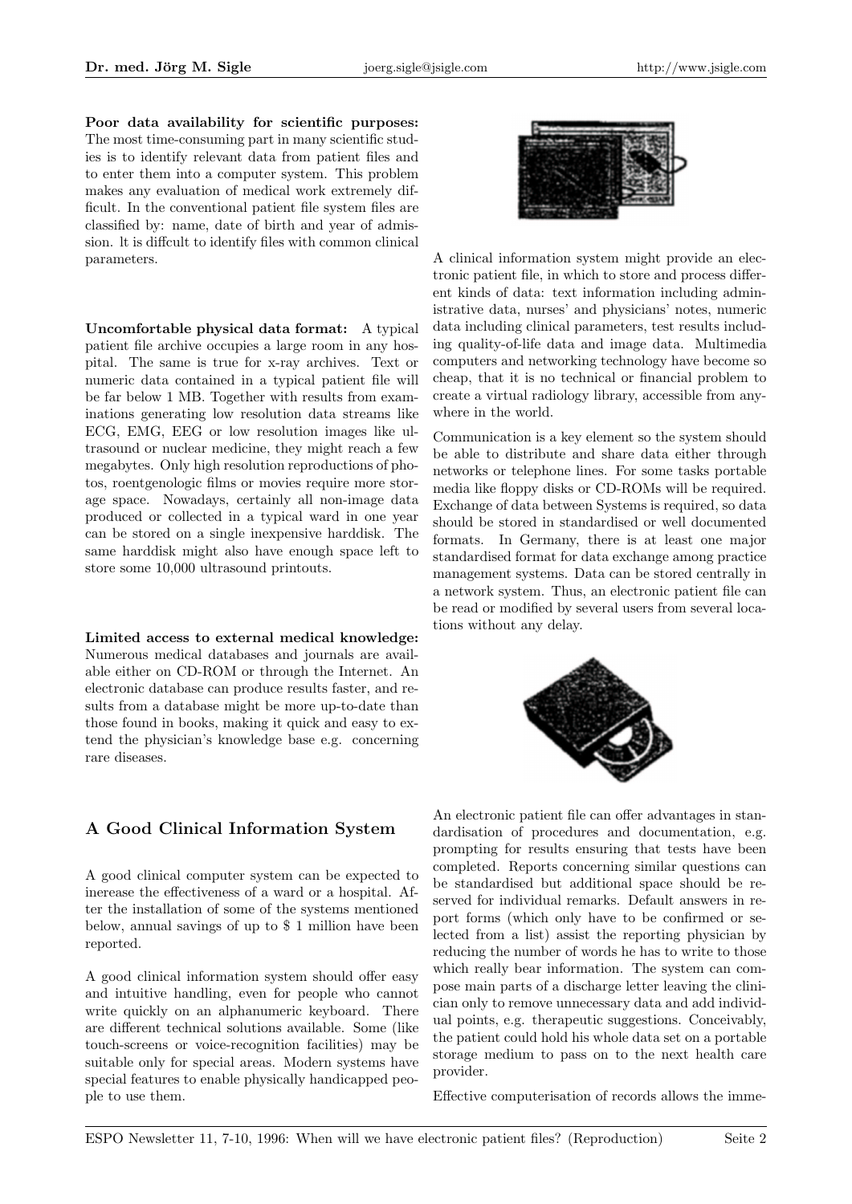**Poor data availability for scientific purposes:** The most time-consuming part in many scientific studies is to identify relevant data from patient files and to enter them into a computer system. This problem makes any evaluation of medical work extremely difficult. In the conventional patient file system files are classified by: name, date of birth and year of admission. lt is diffcult to identify files with common clinical parameters.

**Uncomfortable physical data format:** A typical patient file archive occupies a large room in any hospital. The same is true for x-ray archives. Text or numeric data contained in a typical patient file will be far below 1 MB. Together with results from examinations generating low resolution data streams like ECG, EMG, EEG or low resolution images like ultrasound or nuclear medicine, they might reach a few megabytes. Only high resolution reproductions of photos, roentgenologic films or movies require more storage space. Nowadays, certainly all non-image data produced or collected in a typical ward in one year can be stored on a single inexpensive harddisk. The same harddisk might also have enough space left to store some 10,000 ultrasound printouts.

**Limited access to external medical knowledge:** Numerous medical databases and journals are available either on CD-ROM or through the Internet. An electronic database can produce results faster, and results from a database might be more up-to-date than those found in books, making it quick and easy to extend the physician's knowledge base e.g. concerning rare diseases.

## A Good Clinical Information System

A good clinical computer system can be expected to inerease the effectiveness of a ward or a hospital. After the installation of some of the systems mentioned below, annual savings of up to $ 1 million have been reported.

A good clinical information system should offer easy and intuitive handling, even for people who cannot write quickly on an alphanumeric keyboard. There are different technical solutions available. Some (like touch-screens or voice-recognition facilities) may be suitable only for special areas. Modern systems have special features to enable physically handicapped people to use them.

A clinical information system might provide an electronic patient file, in which to store and process different kinds of data: text information including administrative data, nurses' and physicians' notes, numeric data including clinical parameters, test results including quality-of-life data and image data. Multimedia computers and networking technology have become so cheap, that it is no technical or financial problem to create a virtual radiology library, accessible from anywhere in the world.

Communication is a key element so the system should be able to distribute and share data either through networks or telephone lines. For some tasks portable media like floppy disks or CD-ROMs will be required. Exchange of data between Systems is required, so data should be stored in standardised or well documented formats. In Germany, there is at least one major standardised format for data exchange among practice management systems. Data can be stored centrally in a network system. Thus, an electronic patient file can be read or modified by several users from several locations without any delay.

An electronic patient file can offer advantages in standardisation of procedures and documentation, e.g. prompting for results ensuring that tests have been completed. Reports concerning similar questions can be standardised but additional space should be reserved for individual remarks. Default answers in report forms (which only have to be confirmed or selected from a list) assist the reporting physician by reducing the number of words he has to write to those which really bear information. The system can compose main parts of a discharge letter leaving the clinician only to remove unnecessary data and add individual points, e.g. therapeutic suggestions. Conceivably, the patient could hold his whole data set on a portable storage medium to pass on to the next health care provider.

Effective computerisation of records allows the imme-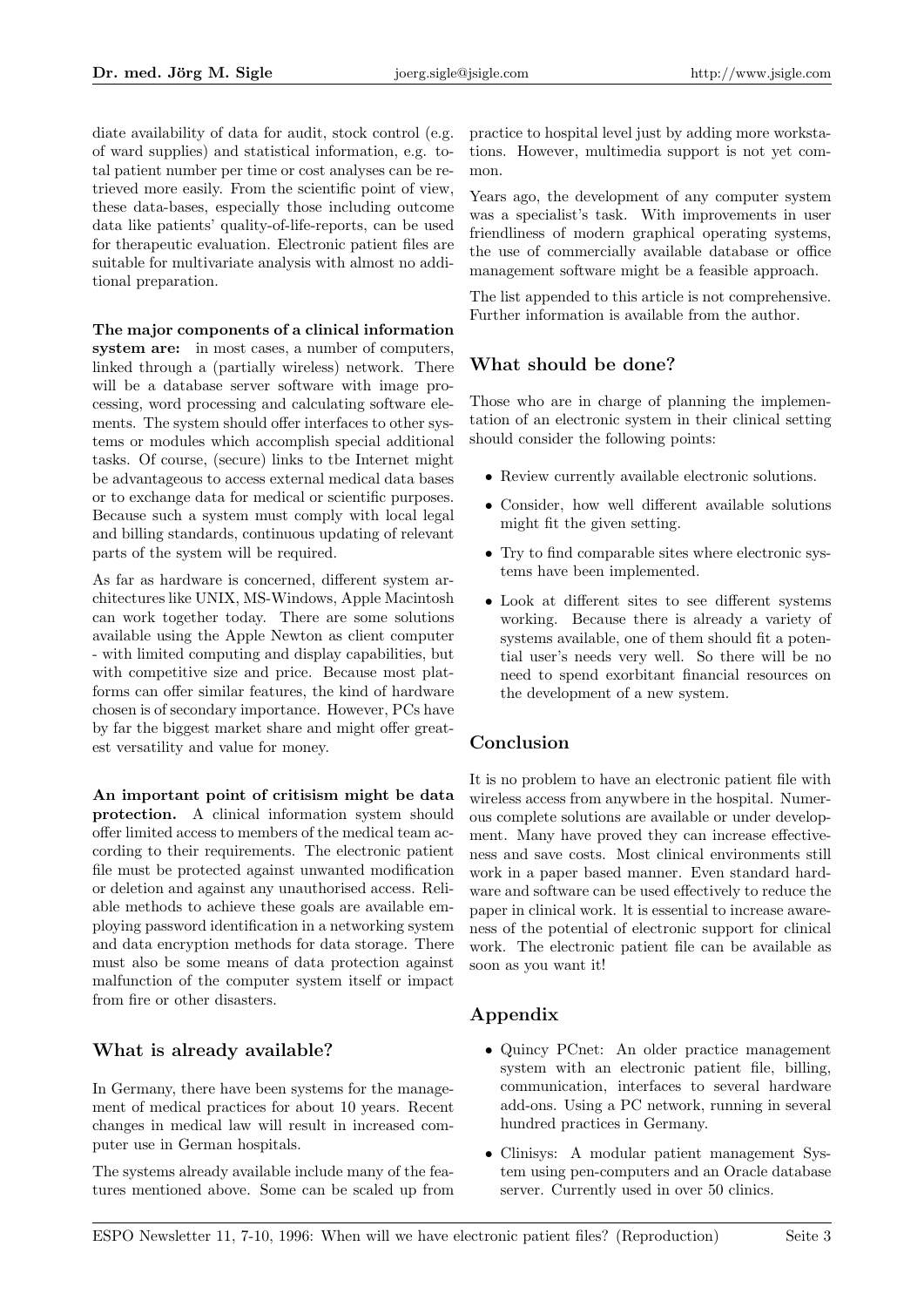diate availability of data for audit, stock control (e.g. of ward supplies) and statistical information, e.g. total patient number per time or cost analyses can be retrieved more easily. From the scientific point of view, these data-bases, especially those including outcome data like patients' quality-of-life-reports, can be used for therapeutic evaluation. Electronic patient files are suitable for multivariate analysis with almost no additional preparation.

**The major components of a clinical information system are:** in most cases, a number of computers, linked through a (partially wireless) network. There will be a database server software with image processing, word processing and calculating software elements. The system should offer interfaces to other systems or modules which accomplish special additional tasks. Of course, (secure) links to tbe Internet might be advantageous to access external medical data bases or to exchange data for medical or scientific purposes. Because such a system must comply with local legal and billing standards, continuous updating of relevant parts of the system will be required.

As far as hardware is concerned, different system architectures like UNIX, MS-Windows, Apple Macintosh can work together today. There are some solutions available using the Apple Newton as client computer - with limited computing and display capabilities, but with competitive size and price. Because most platforms can offer similar features, the kind of hardware chosen is of secondary importance. However, PCs have by far the biggest market share and might offer greatest versatility and value for money.

**An important point of critisism might be data protection.** A clinical information system should offer limited access to members of the medical team according to their requirements. The electronic patient file must be protected against unwanted modification or deletion and against any unauthorised access. Reliable methods to achieve these goals are available employing password identification in a networking system and data encryption methods for data storage. There must also be some means of data protection against malfunction of the computer system itself or impact from fire or other disasters.

## What is already available?

In Germany, there have been systems for the management of medical practices for about 10 years. Recent changes in medical law will result in increased computer use in German hospitals.

The systems already available include many of the features mentioned above. Some can be scaled up from practice to hospital level just by adding more workstations. However, multimedia support is not yet common.

Years ago, the development of any computer system was a specialist's task. With improvements in user friendliness of modern graphical operating systems, the use of commercially available database or office management software might be a feasible approach.

The list appended to this article is not comprehensive. Further information is available from the author.

## What should be done?

Those who are in charge of planning the implementation of an electronic system in their clinical setting should consider the following points:

- Review currently available electronic solutions.
- Consider, how well different available solutions might fit the given setting.
- Try to find comparable sites where electronic systems have been implemented.
- Look at different sites to see different systems working. Because there is already a variety of systems available, one of them should fit a potential user's needs very well. So there will be no need to spend exorbitant financial resources on the development of a new system.

## Conclusion

It is no problem to have an electronic patient file with wireless access from anywbere in the hospital. Numerous complete solutions are available or under development. Many have proved they can increase effectiveness and save costs. Most clinical environments still work in a paper based manner. Even standard hardware and software can be used effectively to reduce the paper in clinical work. lt is essential to increase awareness of the potential of electronic support for clinical work. The electronic patient file can be available as soon as you want it!

## Appendix

- Quincy PCnet: An older practice management system with an electronic patient file, billing, communication, interfaces to several hardware add-ons. Using a PC network, running in several hundred practices in Germany.
- Clinisys: A modular patient management System using pen-computers and an Oracle database server. Currently used in over 50 clinics.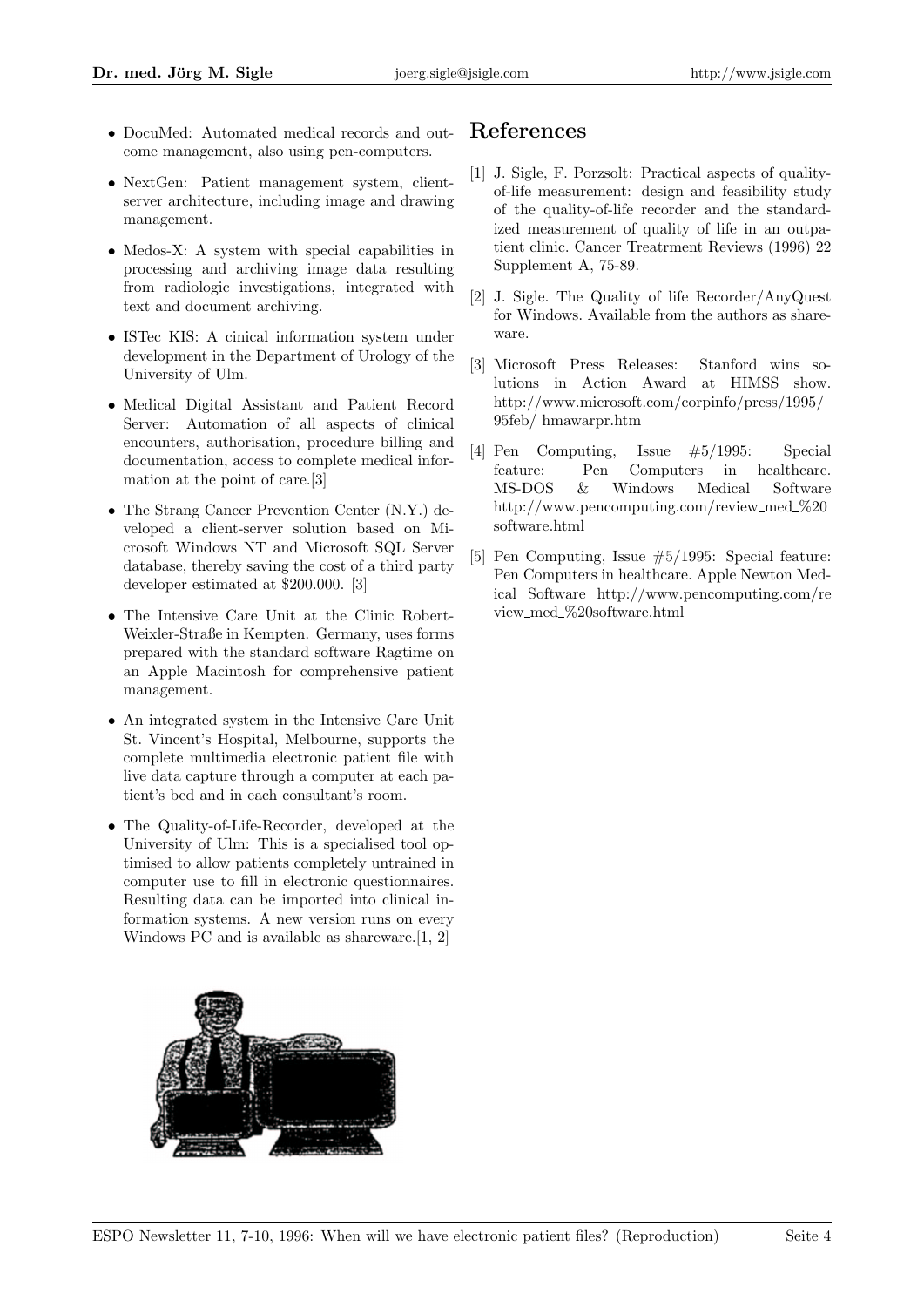- DocuMed: Automated medical records and outcome management, also using pen-computers.
- NextGen: Patient management system, client-server architecture, including image and drawing management.
- Medos-X: A system with special capabilities in processing and archiving image data resulting from radiologic investigations, integrated with text and document archiving.
- ISTec KIS: A cinical information system under development in the Department of Urology of the University of Ulm.
- Medical Digital Assistant and Patient Record Server: Automation of all aspects of clinical encounters, authorisation, procedure billing and documentation, access to complete medical information at the point of care.[3]
- The Strang Cancer Prevention Center (N.Y.) developed a client-server solution based on Microsoft Windows NT and Microsoft SQL Server database, thereby saving the cost of a third party developer estimated at $200.000. [3]
- The Intensive Care Unit at the Clinic Robert-Weixler-Straße in Kempten. Germany, uses forms prepared with the standard software Ragtime on an Apple Macintosh for comprehensive patient management.
- An integrated system in the Intensive Care Unit St. Vincent's Hospital, Melbourne, supports the complete multimedia electronic patient file with live data capture through a computer at each patient's bed and in each consultant's room.
- The Quality-of-Life-Recorder, developed at the University of Ulm: This is a specialised tool optimised to allow patients completely untrained in computer use to fill in electronic questionnaires. Resulting data can be imported into clinical information systems. A new version runs on every Windows PC and is available as shareware.[1, 2]

## References

[1] J. Sigle, F. Porzsolt: Practical aspects of quality-of-life measurement: design and feasibility study of the quality-of-life recorder and the standardized measurement of quality of life in an outpatient clinic. Cancer Treatrment Reviews (1996) 22 Supplement A, 75-89.

[2] J. Sigle. The Quality of life Recorder/AnyQuest for Windows. Available from the authors as shareware.

[3] Microsoft Press Releases: Stanford wins solutions in Action Award at HIMSS show. http://www.microsoft.com/corpinfo/press/1995/95feb/ hmawarpr.htm

[4] Pen Computing, Issue #5/1995: Special feature: Pen Computers in healthcare. MS-DOS & Windows Medical Software http://www.pencomputing.com/review_med_%20software.html

[5] Pen Computing, Issue #5/1995: Special feature: Pen Computers in healthcare. Apple Newton Medical Software http://www.pencomputing.com/review_med_%20software.html